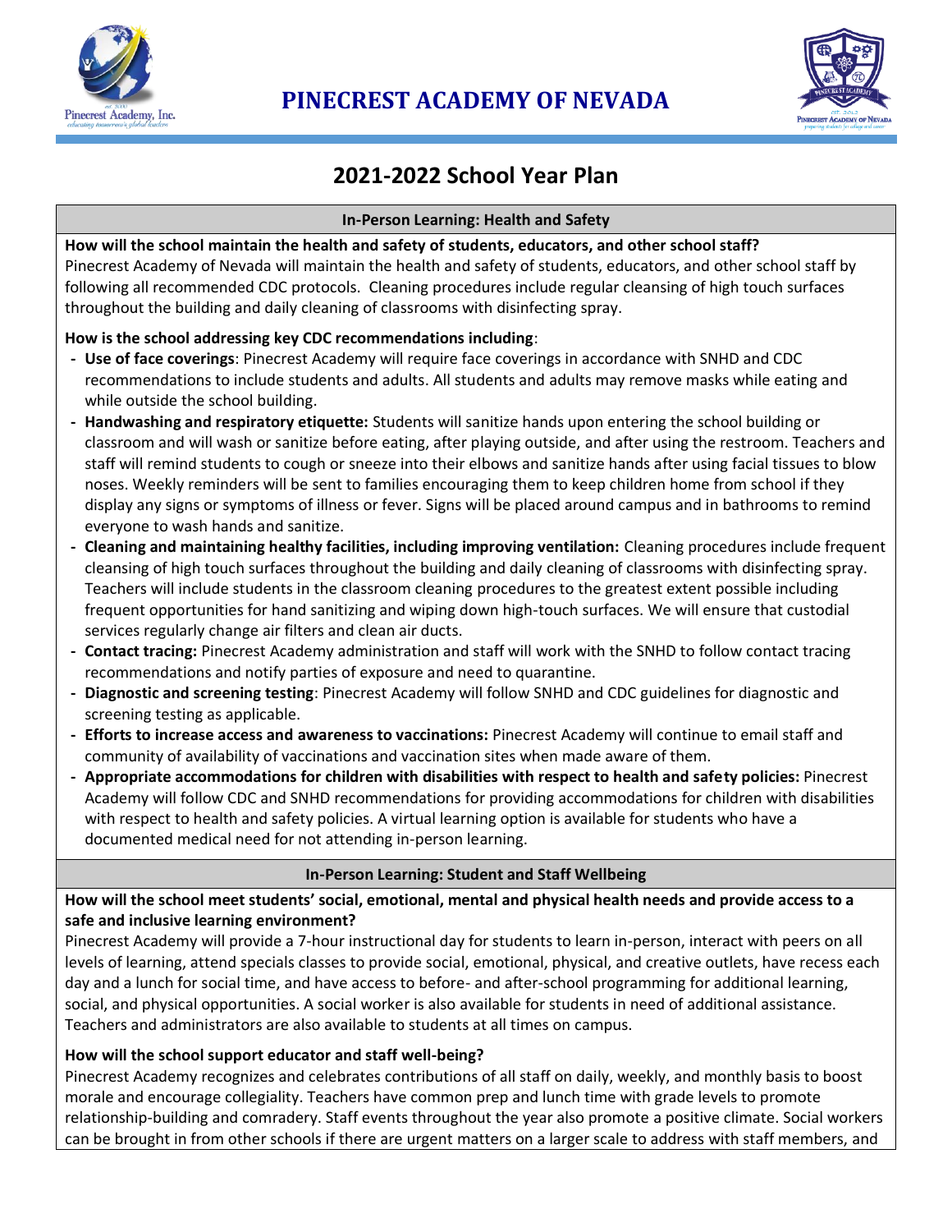# PINECREST ACADEMY OF NEVADA

## 2021-2022 School Year Plan

### In-Person Learning: Health and Safety

**How will the school maintain the health and safety of students, educators, and other school staff?**
Pinecrest Academy of Nevada will maintain the health and safety of students, educators, and other school staff by following all recommended CDC protocols. Cleaning procedures include regular cleansing of high touch surfaces throughout the building and daily cleaning of classrooms with disinfecting spray.

**How is the school addressing key CDC recommendations including**:

- **Use of face coverings**: Pinecrest Academy will require face coverings in accordance with SNHD and CDC recommendations to include students and adults. All students and adults may remove masks while eating and while outside the school building.
- **Handwashing and respiratory etiquette:** Students will sanitize hands upon entering the school building or classroom and will wash or sanitize before eating, after playing outside, and after using the restroom. Teachers and staff will remind students to cough or sneeze into their elbows and sanitize hands after using facial tissues to blow noses. Weekly reminders will be sent to families encouraging them to keep children home from school if they display any signs or symptoms of illness or fever. Signs will be placed around campus and in bathrooms to remind everyone to wash hands and sanitize.
- **Cleaning and maintaining healthy facilities, including improving ventilation:** Cleaning procedures include frequent cleansing of high touch surfaces throughout the building and daily cleaning of classrooms with disinfecting spray. Teachers will include students in the classroom cleaning procedures to the greatest extent possible including frequent opportunities for hand sanitizing and wiping down high-touch surfaces. We will ensure that custodial services regularly change air filters and clean air ducts.
- **Contact tracing:** Pinecrest Academy administration and staff will work with the SNHD to follow contact tracing recommendations and notify parties of exposure and need to quarantine.
- **Diagnostic and screening testing**: Pinecrest Academy will follow SNHD and CDC guidelines for diagnostic and screening testing as applicable.
- **Efforts to increase access and awareness to vaccinations:** Pinecrest Academy will continue to email staff and community of availability of vaccinations and vaccination sites when made aware of them.
- **Appropriate accommodations for children with disabilities with respect to health and safety policies:** Pinecrest Academy will follow CDC and SNHD recommendations for providing accommodations for children with disabilities with respect to health and safety policies. A virtual learning option is available for students who have a documented medical need for not attending in-person learning.

### In-Person Learning: Student and Staff Wellbeing

**How will the school meet students' social, emotional, mental and physical health needs and provide access to a safe and inclusive learning environment?**
Pinecrest Academy will provide a 7-hour instructional day for students to learn in-person, interact with peers on all levels of learning, attend specials classes to provide social, emotional, physical, and creative outlets, have recess each day and a lunch for social time, and have access to before- and after-school programming for additional learning, social, and physical opportunities. A social worker is also available for students in need of additional assistance. Teachers and administrators are also available to students at all times on campus.

**How will the school support educator and staff well-being?**
Pinecrest Academy recognizes and celebrates contributions of all staff on daily, weekly, and monthly basis to boost morale and encourage collegiality. Teachers have common prep and lunch time with grade levels to promote relationship-building and comradery. Staff events throughout the year also promote a positive climate. Social workers can be brought in from other schools if there are urgent matters on a larger scale to address with staff members, and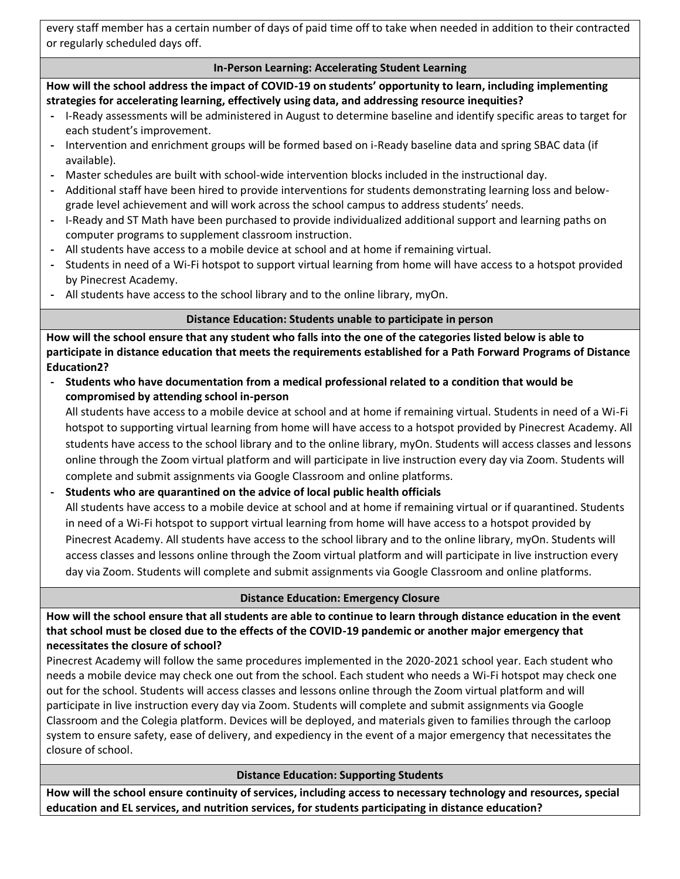every staff member has a certain number of days of paid time off to take when needed in addition to their contracted or regularly scheduled days off.

## In-Person Learning: Accelerating Student Learning

**How will the school address the impact of COVID-19 on students' opportunity to learn, including implementing strategies for accelerating learning, effectively using data, and addressing resource inequities?**

- I-Ready assessments will be administered in August to determine baseline and identify specific areas to target for each student's improvement.
- Intervention and enrichment groups will be formed based on i-Ready baseline data and spring SBAC data (if available).
- Master schedules are built with school-wide intervention blocks included in the instructional day.
- Additional staff have been hired to provide interventions for students demonstrating learning loss and below-grade level achievement and will work across the school campus to address students' needs.
- I-Ready and ST Math have been purchased to provide individualized additional support and learning paths on computer programs to supplement classroom instruction.
- All students have access to a mobile device at school and at home if remaining virtual.
- Students in need of a Wi-Fi hotspot to support virtual learning from home will have access to a hotspot provided by Pinecrest Academy.
- All students have access to the school library and to the online library, myOn.

## Distance Education: Students unable to participate in person

**How will the school ensure that any student who falls into the one of the categories listed below is able to participate in distance education that meets the requirements established for a Path Forward Programs of Distance Education2?**

- **Students who have documentation from a medical professional related to a condition that would be compromised by attending school in-person**

  All students have access to a mobile device at school and at home if remaining virtual. Students in need of a Wi-Fi hotspot to supporting virtual learning from home will have access to a hotspot provided by Pinecrest Academy. All students have access to the school library and to the online library, myOn. Students will access classes and lessons online through the Zoom virtual platform and will participate in live instruction every day via Zoom. Students will complete and submit assignments via Google Classroom and online platforms.

- **Students who are quarantined on the advice of local public health officials**

  All students have access to a mobile device at school and at home if remaining virtual or if quarantined. Students in need of a Wi-Fi hotspot to support virtual learning from home will have access to a hotspot provided by Pinecrest Academy. All students have access to the school library and to the online library, myOn. Students will access classes and lessons online through the Zoom virtual platform and will participate in live instruction every day via Zoom. Students will complete and submit assignments via Google Classroom and online platforms.

## Distance Education: Emergency Closure

**How will the school ensure that all students are able to continue to learn through distance education in the event that school must be closed due to the effects of the COVID-19 pandemic or another major emergency that necessitates the closure of school?**

Pinecrest Academy will follow the same procedures implemented in the 2020-2021 school year. Each student who needs a mobile device may check one out from the school. Each student who needs a Wi-Fi hotspot may check one out for the school. Students will access classes and lessons online through the Zoom virtual platform and will participate in live instruction every day via Zoom. Students will complete and submit assignments via Google Classroom and the Colegia platform. Devices will be deployed, and materials given to families through the carloop system to ensure safety, ease of delivery, and expediency in the event of a major emergency that necessitates the closure of school.

## Distance Education: Supporting Students

**How will the school ensure continuity of services, including access to necessary technology and resources, special education and EL services, and nutrition services, for students participating in distance education?**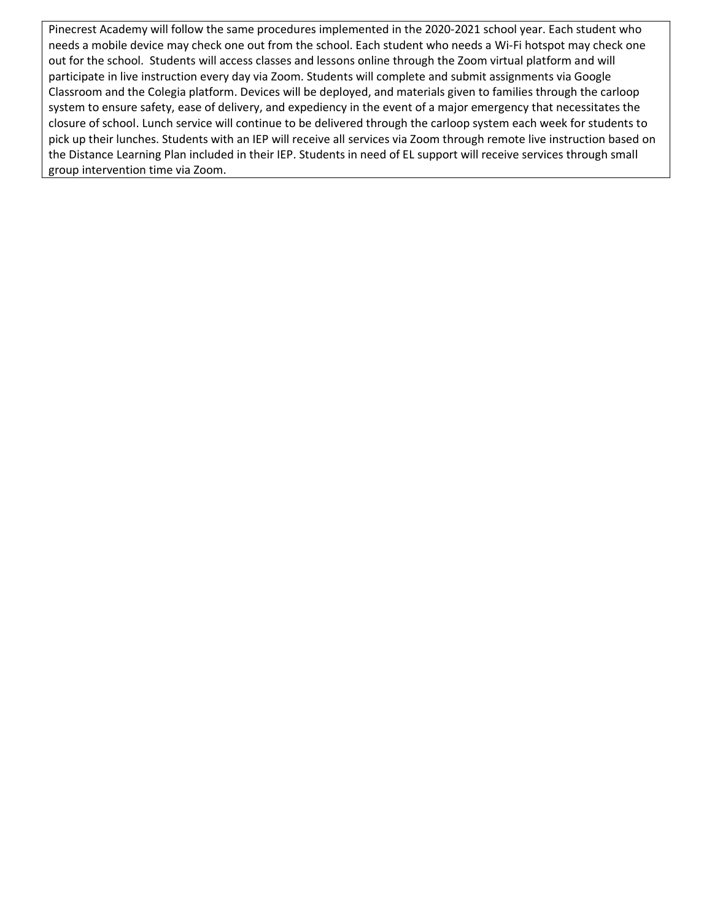Pinecrest Academy will follow the same procedures implemented in the 2020-2021 school year. Each student who needs a mobile device may check one out from the school. Each student who needs a Wi-Fi hotspot may check one out for the school. Students will access classes and lessons online through the Zoom virtual platform and will participate in live instruction every day via Zoom. Students will complete and submit assignments via Google Classroom and the Colegia platform. Devices will be deployed, and materials given to families through the carloop system to ensure safety, ease of delivery, and expediency in the event of a major emergency that necessitates the closure of school. Lunch service will continue to be delivered through the carloop system each week for students to pick up their lunches. Students with an IEP will receive all services via Zoom through remote live instruction based on the Distance Learning Plan included in their IEP. Students in need of EL support will receive services through small group intervention time via Zoom.